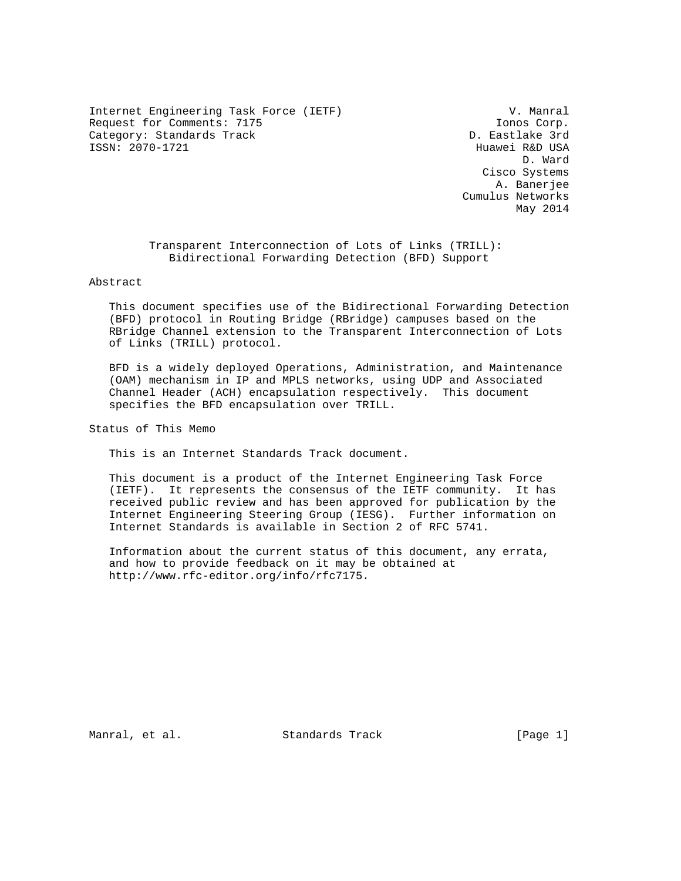Internet Engineering Task Force (IETF)  
Request for Comments: 7175  
Category: Standards Track  
ISSN: 2070-1721

V. Manral  
Ionos Corp.  
D. Eastlake 3rd  
Huawei R&D USA  
D. Ward  
Cisco Systems  
A. Banerjee  
Cumulus Networks  
May 2014

# Transparent Interconnection of Lots of Links (TRILL): Bidirectional Forwarding Detection (BFD) Support

## Abstract

This document specifies use of the Bidirectional Forwarding Detection (BFD) protocol in Routing Bridge (RBridge) campuses based on the RBridge Channel extension to the Transparent Interconnection of Lots of Links (TRILL) protocol.

BFD is a widely deployed Operations, Administration, and Maintenance (OAM) mechanism in IP and MPLS networks, using UDP and Associated Channel Header (ACH) encapsulation respectively. This document specifies the BFD encapsulation over TRILL.

## Status of This Memo

This is an Internet Standards Track document.

This document is a product of the Internet Engineering Task Force (IETF). It represents the consensus of the IETF community. It has received public review and has been approved for publication by the Internet Engineering Steering Group (IESG). Further information on Internet Standards is available in Section 2 of RFC 5741.

Information about the current status of this document, any errata, and how to provide feedback on it may be obtained at http://www.rfc-editor.org/info/rfc7175.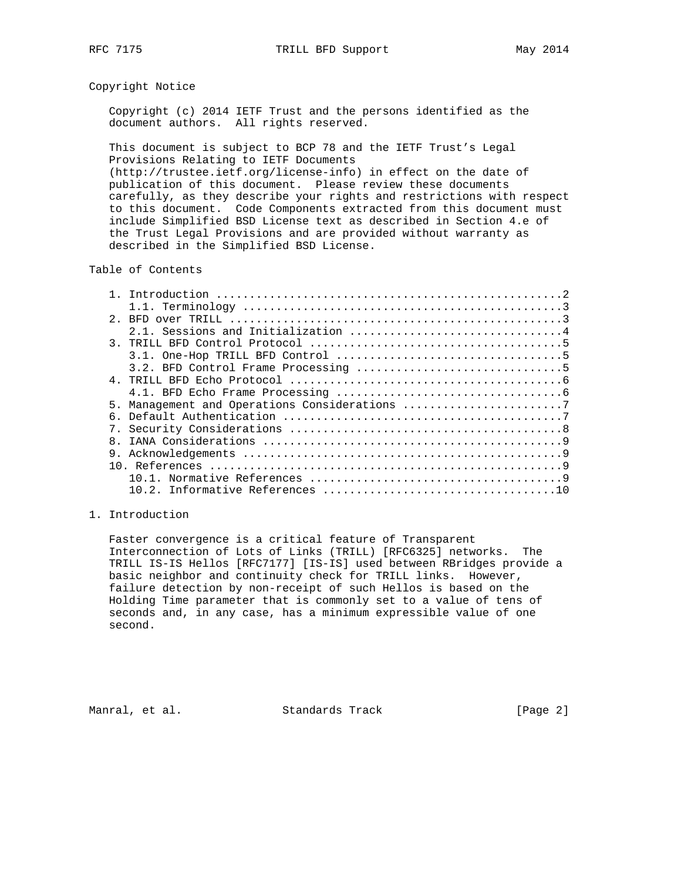## Copyright Notice

Copyright (c) 2014 IETF Trust and the persons identified as the document authors. All rights reserved.

This document is subject to BCP 78 and the IETF Trust's Legal Provisions Relating to IETF Documents (http://trustee.ietf.org/license-info) in effect on the date of publication of this document. Please review these documents carefully, as they describe your rights and restrictions with respect to this document. Code Components extracted from this document must include Simplified BSD License text as described in Section 4.e of the Trust Legal Provisions and are provided without warranty as described in the Simplified BSD License.

## Table of Contents

```
   1. Introduction ....................................................2
      1.1. Terminology ................................................3
   2. BFD over TRILL ..................................................3
      2.1. Sessions and Initialization ................................4
   3. TRILL BFD Control Protocol ......................................5
      3.1. One-Hop TRILL BFD Control ..................................5
      3.2. BFD Control Frame Processing ...............................5
   4. TRILL BFD Echo Protocol .........................................6
      4.1. BFD Echo Frame Processing ..................................6
   5. Management and Operations Considerations ........................7
   6. Default Authentication ..........................................7
   7. Security Considerations .........................................8
   8. IANA Considerations .............................................9
   9. Acknowledgements ................................................9
   10. References .....................................................9
      10.1. Normative References ......................................9
      10.2. Informative References ...................................10
```

## 1. Introduction

Faster convergence is a critical feature of Transparent Interconnection of Lots of Links (TRILL) [RFC6325] networks. The TRILL IS-IS Hellos [RFC7177] [IS-IS] used between RBridges provide a basic neighbor and continuity check for TRILL links. However, failure detection by non-receipt of such Hellos is based on the Holding Time parameter that is commonly set to a value of tens of seconds and, in any case, has a minimum expressible value of one second.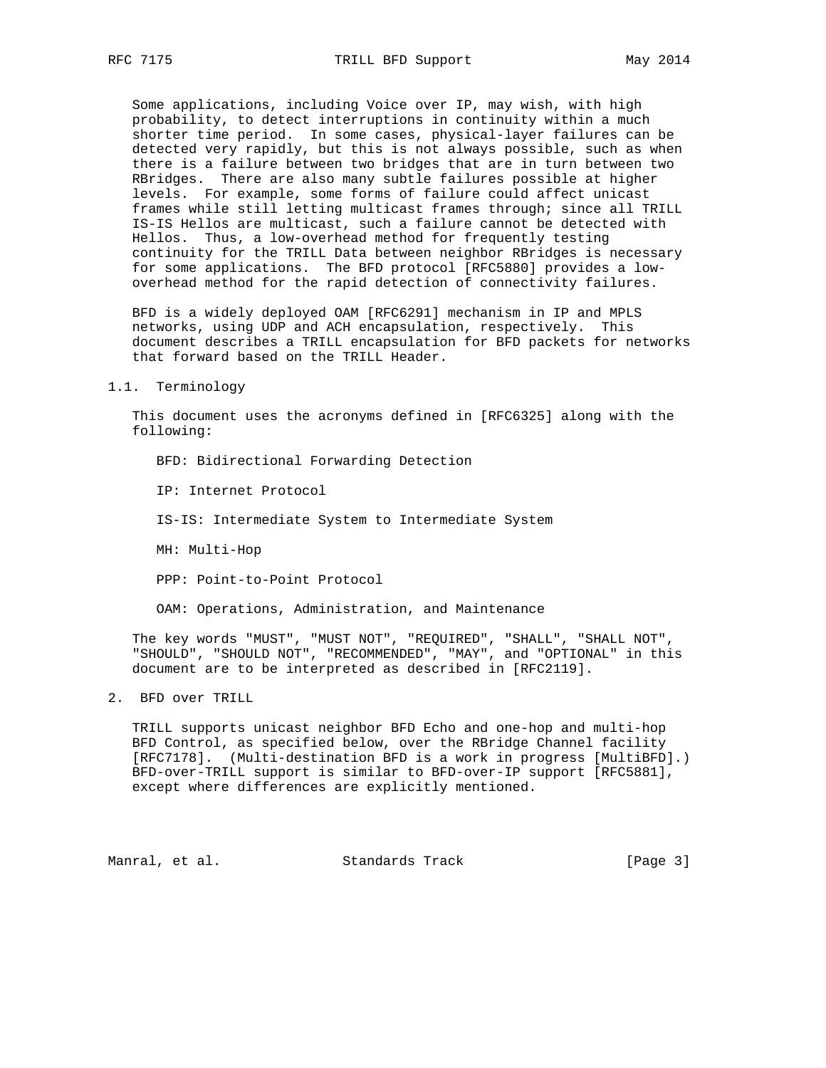Some applications, including Voice over IP, may wish, with high probability, to detect interruptions in continuity within a much shorter time period. In some cases, physical-layer failures can be detected very rapidly, but this is not always possible, such as when there is a failure between two bridges that are in turn between two RBridges. There are also many subtle failures possible at higher levels. For example, some forms of failure could affect unicast frames while still letting multicast frames through; since all TRILL IS-IS Hellos are multicast, such a failure cannot be detected with Hellos. Thus, a low-overhead method for frequently testing continuity for the TRILL Data between neighbor RBridges is necessary for some applications. The BFD protocol [RFC5880] provides a low-overhead method for the rapid detection of connectivity failures.

BFD is a widely deployed OAM [RFC6291] mechanism in IP and MPLS networks, using UDP and ACH encapsulation, respectively. This document describes a TRILL encapsulation for BFD packets for networks that forward based on the TRILL Header.

### 1.1. Terminology

This document uses the acronyms defined in [RFC6325] along with the following:

BFD: Bidirectional Forwarding Detection

IP: Internet Protocol

IS-IS: Intermediate System to Intermediate System

MH: Multi-Hop

PPP: Point-to-Point Protocol

OAM: Operations, Administration, and Maintenance

The key words "MUST", "MUST NOT", "REQUIRED", "SHALL", "SHALL NOT", "SHOULD", "SHOULD NOT", "RECOMMENDED", "MAY", and "OPTIONAL" in this document are to be interpreted as described in [RFC2119].

## 2. BFD over TRILL

TRILL supports unicast neighbor BFD Echo and one-hop and multi-hop BFD Control, as specified below, over the RBridge Channel facility [RFC7178]. (Multi-destination BFD is a work in progress [MultiBFD].) BFD-over-TRILL support is similar to BFD-over-IP support [RFC5881], except where differences are explicitly mentioned.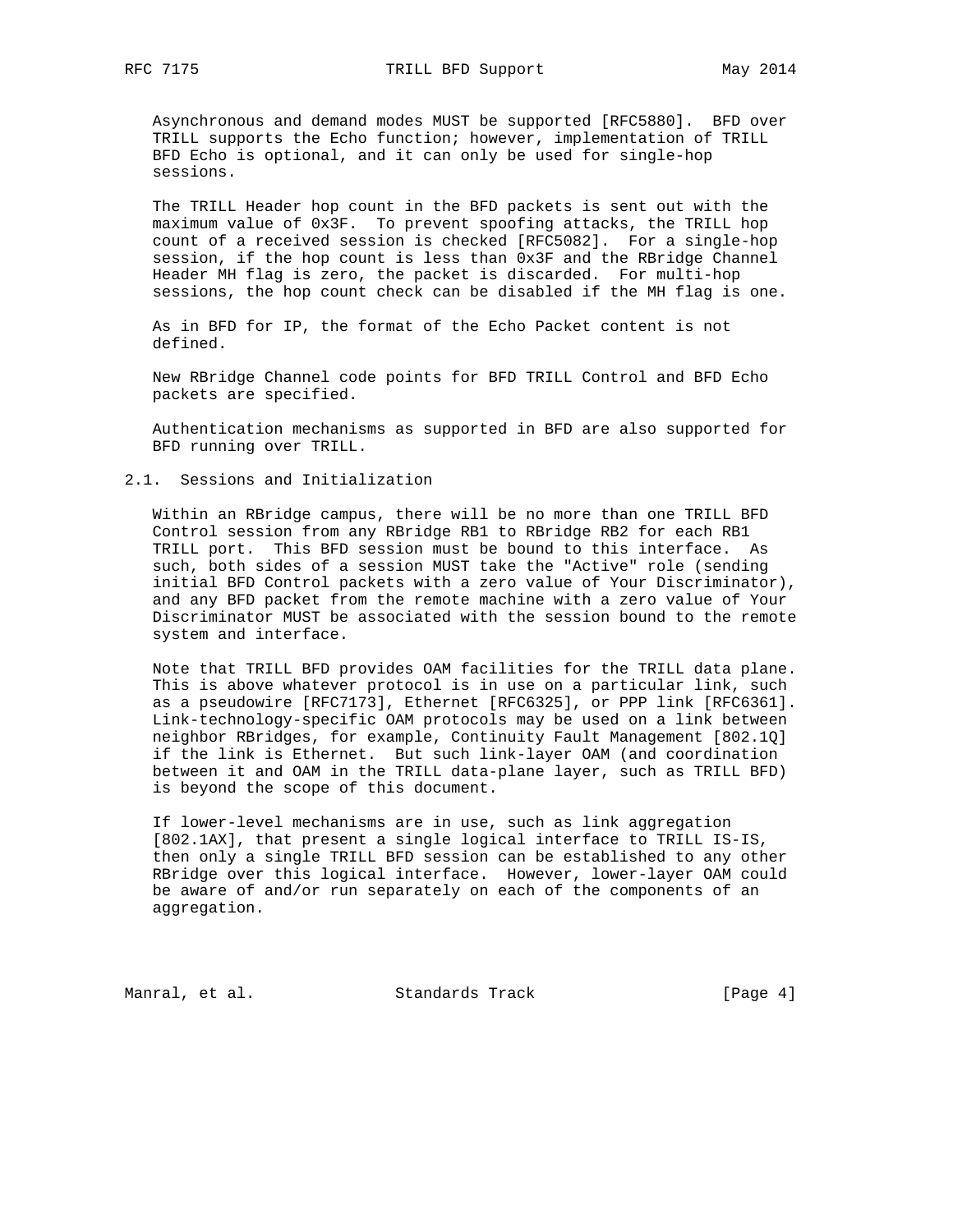Asynchronous and demand modes MUST be supported [RFC5880]. BFD over TRILL supports the Echo function; however, implementation of TRILL BFD Echo is optional, and it can only be used for single-hop sessions.

The TRILL Header hop count in the BFD packets is sent out with the maximum value of 0x3F. To prevent spoofing attacks, the TRILL hop count of a received session is checked [RFC5082]. For a single-hop session, if the hop count is less than 0x3F and the RBridge Channel Header MH flag is zero, the packet is discarded. For multi-hop sessions, the hop count check can be disabled if the MH flag is one.

As in BFD for IP, the format of the Echo Packet content is not defined.

New RBridge Channel code points for BFD TRILL Control and BFD Echo packets are specified.

Authentication mechanisms as supported in BFD are also supported for BFD running over TRILL.

## 2.1. Sessions and Initialization

Within an RBridge campus, there will be no more than one TRILL BFD Control session from any RBridge RB1 to RBridge RB2 for each RB1 TRILL port. This BFD session must be bound to this interface. As such, both sides of a session MUST take the "Active" role (sending initial BFD Control packets with a zero value of Your Discriminator), and any BFD packet from the remote machine with a zero value of Your Discriminator MUST be associated with the session bound to the remote system and interface.

Note that TRILL BFD provides OAM facilities for the TRILL data plane. This is above whatever protocol is in use on a particular link, such as a pseudowire [RFC7173], Ethernet [RFC6325], or PPP link [RFC6361]. Link-technology-specific OAM protocols may be used on a link between neighbor RBridges, for example, Continuity Fault Management [802.1Q] if the link is Ethernet. But such link-layer OAM (and coordination between it and OAM in the TRILL data-plane layer, such as TRILL BFD) is beyond the scope of this document.

If lower-level mechanisms are in use, such as link aggregation [802.1AX], that present a single logical interface to TRILL IS-IS, then only a single TRILL BFD session can be established to any other RBridge over this logical interface. However, lower-layer OAM could be aware of and/or run separately on each of the components of an aggregation.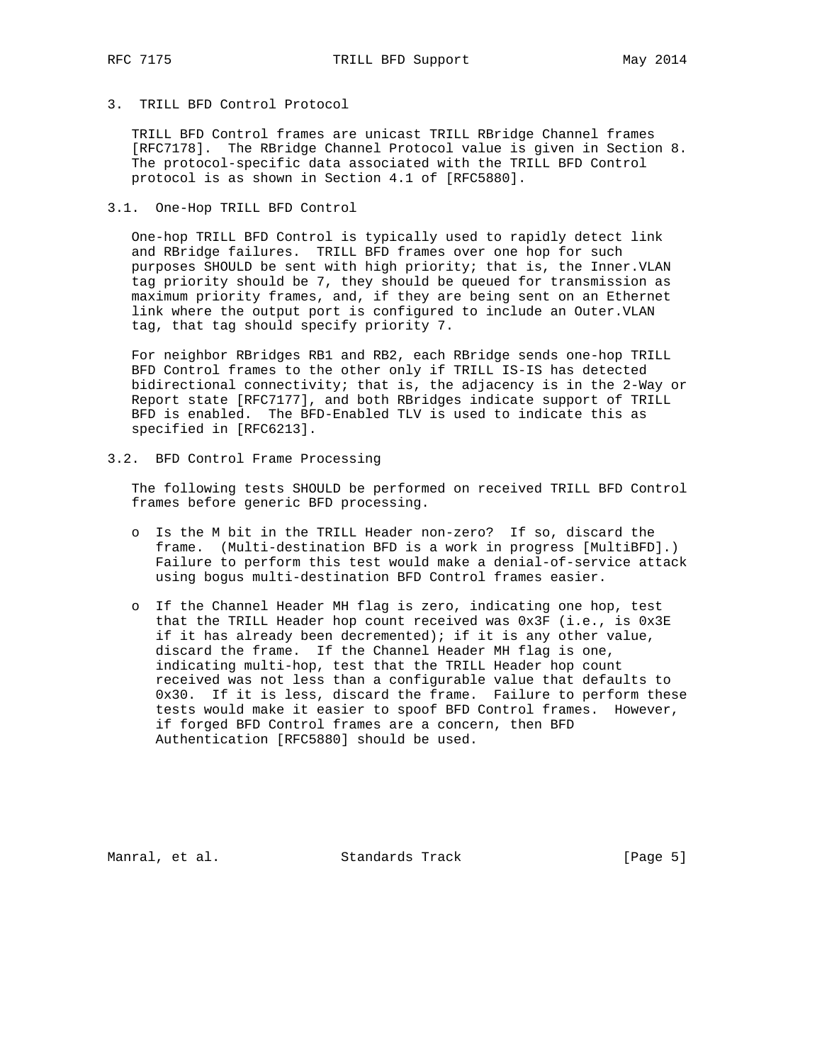## 3. TRILL BFD Control Protocol

TRILL BFD Control frames are unicast TRILL RBridge Channel frames [RFC7178]. The RBridge Channel Protocol value is given in Section 8. The protocol-specific data associated with the TRILL BFD Control protocol is as shown in Section 4.1 of [RFC5880].

### 3.1. One-Hop TRILL BFD Control

One-hop TRILL BFD Control is typically used to rapidly detect link and RBridge failures. TRILL BFD frames over one hop for such purposes SHOULD be sent with high priority; that is, the Inner.VLAN tag priority should be 7, they should be queued for transmission as maximum priority frames, and, if they are being sent on an Ethernet link where the output port is configured to include an Outer.VLAN tag, that tag should specify priority 7.

For neighbor RBridges RB1 and RB2, each RBridge sends one-hop TRILL BFD Control frames to the other only if TRILL IS-IS has detected bidirectional connectivity; that is, the adjacency is in the 2-Way or Report state [RFC7177], and both RBridges indicate support of TRILL BFD is enabled. The BFD-Enabled TLV is used to indicate this as specified in [RFC6213].

### 3.2. BFD Control Frame Processing

The following tests SHOULD be performed on received TRILL BFD Control frames before generic BFD processing.

- Is the M bit in the TRILL Header non-zero? If so, discard the frame. (Multi-destination BFD is a work in progress [MultiBFD].) Failure to perform this test would make a denial-of-service attack using bogus multi-destination BFD Control frames easier.

- If the Channel Header MH flag is zero, indicating one hop, test that the TRILL Header hop count received was 0x3F (i.e., is 0x3E if it has already been decremented); if it is any other value, discard the frame. If the Channel Header MH flag is one, indicating multi-hop, test that the TRILL Header hop count received was not less than a configurable value that defaults to 0x30. If it is less, discard the frame. Failure to perform these tests would make it easier to spoof BFD Control frames. However, if forged BFD Control frames are a concern, then BFD Authentication [RFC5880] should be used.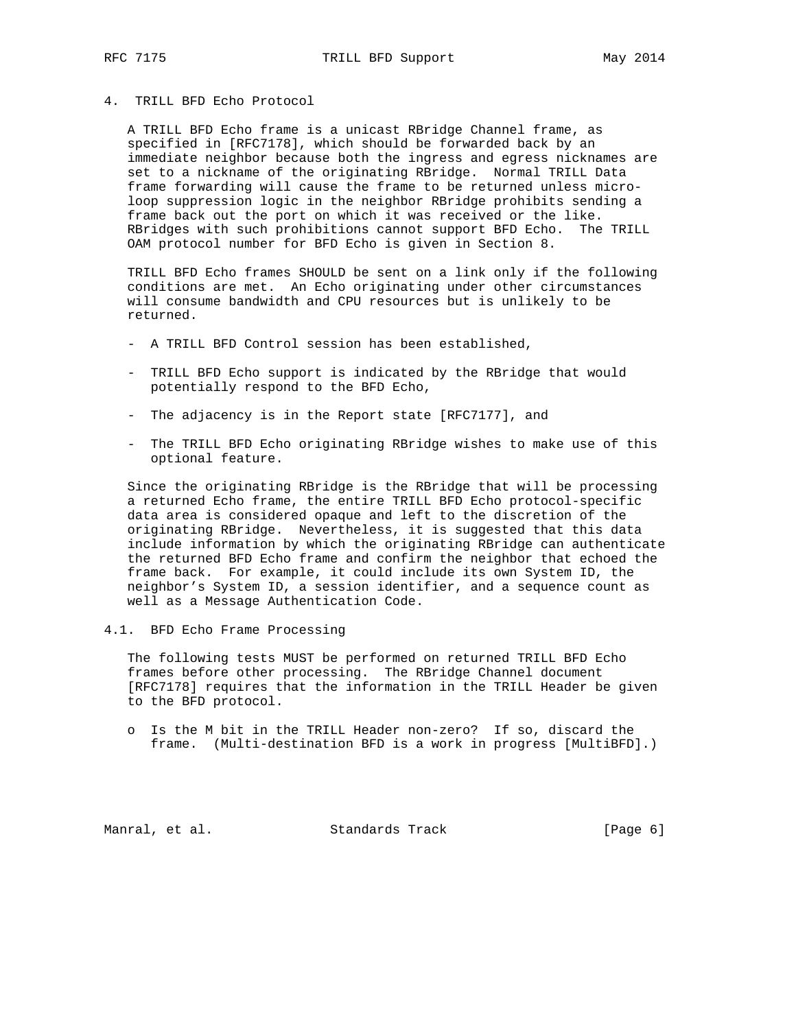## 4. TRILL BFD Echo Protocol

A TRILL BFD Echo frame is a unicast RBridge Channel frame, as specified in [RFC7178], which should be forwarded back by an immediate neighbor because both the ingress and egress nicknames are set to a nickname of the originating RBridge. Normal TRILL Data frame forwarding will cause the frame to be returned unless micro-loop suppression logic in the neighbor RBridge prohibits sending a frame back out the port on which it was received or the like. RBridges with such prohibitions cannot support BFD Echo. The TRILL OAM protocol number for BFD Echo is given in Section 8.

TRILL BFD Echo frames SHOULD be sent on a link only if the following conditions are met. An Echo originating under other circumstances will consume bandwidth and CPU resources but is unlikely to be returned.

- A TRILL BFD Control session has been established,
- TRILL BFD Echo support is indicated by the RBridge that would potentially respond to the BFD Echo,
- The adjacency is in the Report state [RFC7177], and
- The TRILL BFD Echo originating RBridge wishes to make use of this optional feature.

Since the originating RBridge is the RBridge that will be processing a returned Echo frame, the entire TRILL BFD Echo protocol-specific data area is considered opaque and left to the discretion of the originating RBridge. Nevertheless, it is suggested that this data include information by which the originating RBridge can authenticate the returned BFD Echo frame and confirm the neighbor that echoed the frame back. For example, it could include its own System ID, the neighbor's System ID, a session identifier, and a sequence count as well as a Message Authentication Code.

### 4.1. BFD Echo Frame Processing

The following tests MUST be performed on returned TRILL BFD Echo frames before other processing. The RBridge Channel document [RFC7178] requires that the information in the TRILL Header be given to the BFD protocol.

- o Is the M bit in the TRILL Header non-zero? If so, discard the frame. (Multi-destination BFD is a work in progress [MultiBFD].)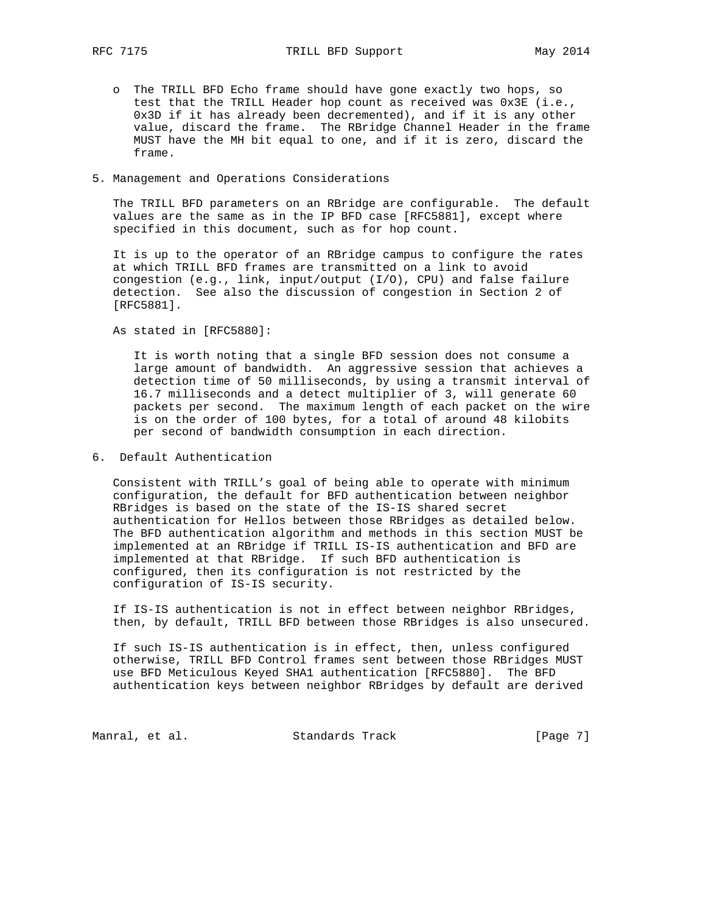- The TRILL BFD Echo frame should have gone exactly two hops, so test that the TRILL Header hop count as received was 0x3E (i.e., 0x3D if it has already been decremented), and if it is any other value, discard the frame. The RBridge Channel Header in the frame MUST have the MH bit equal to one, and if it is zero, discard the frame.

## 5. Management and Operations Considerations

The TRILL BFD parameters on an RBridge are configurable. The default values are the same as in the IP BFD case [RFC5881], except where specified in this document, such as for hop count.

It is up to the operator of an RBridge campus to configure the rates at which TRILL BFD frames are transmitted on a link to avoid congestion (e.g., link, input/output (I/O), CPU) and false failure detection. See also the discussion of congestion in Section 2 of [RFC5881].

As stated in [RFC5880]:

> It is worth noting that a single BFD session does not consume a large amount of bandwidth. An aggressive session that achieves a detection time of 50 milliseconds, by using a transmit interval of 16.7 milliseconds and a detect multiplier of 3, will generate 60 packets per second. The maximum length of each packet on the wire is on the order of 100 bytes, for a total of around 48 kilobits per second of bandwidth consumption in each direction.

## 6. Default Authentication

Consistent with TRILL's goal of being able to operate with minimum configuration, the default for BFD authentication between neighbor RBridges is based on the state of the IS-IS shared secret authentication for Hellos between those RBridges as detailed below. The BFD authentication algorithm and methods in this section MUST be implemented at an RBridge if TRILL IS-IS authentication and BFD are implemented at that RBridge. If such BFD authentication is configured, then its configuration is not restricted by the configuration of IS-IS security.

If IS-IS authentication is not in effect between neighbor RBridges, then, by default, TRILL BFD between those RBridges is also unsecured.

If such IS-IS authentication is in effect, then, unless configured otherwise, TRILL BFD Control frames sent between those RBridges MUST use BFD Meticulous Keyed SHA1 authentication [RFC5880]. The BFD authentication keys between neighbor RBridges by default are derived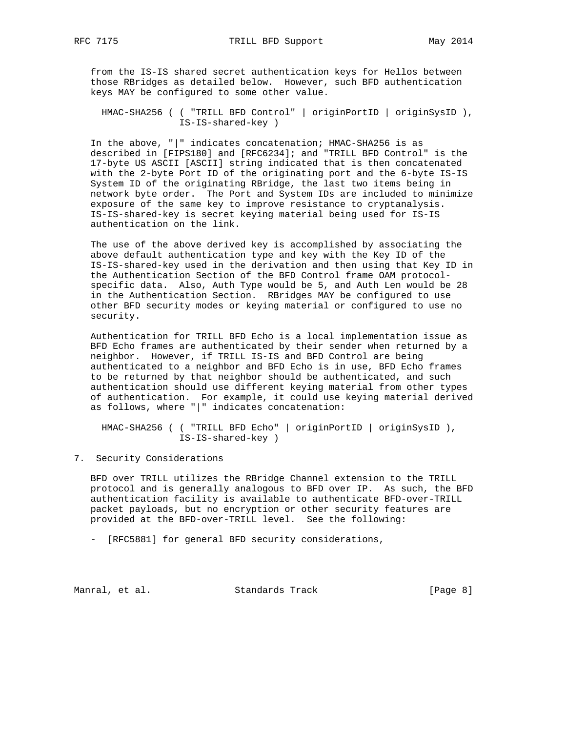from the IS-IS shared secret authentication keys for Hellos between those RBridges as detailed below. However, such BFD authentication keys MAY be configured to some other value.

```
HMAC-SHA256 ( ( "TRILL BFD Control" | originPortID | originSysID ),
              IS-IS-shared-key )
```

In the above, "|" indicates concatenation; HMAC-SHA256 is as described in [FIPS180] and [RFC6234]; and "TRILL BFD Control" is the 17-byte US ASCII [ASCII] string indicated that is then concatenated with the 2-byte Port ID of the originating port and the 6-byte IS-IS System ID of the originating RBridge, the last two items being in network byte order. The Port and System IDs are included to minimize exposure of the same key to improve resistance to cryptanalysis. IS-IS-shared-key is secret keying material being used for IS-IS authentication on the link.

The use of the above derived key is accomplished by associating the above default authentication type and key with the Key ID of the IS-IS-shared-key used in the derivation and then using that Key ID in the Authentication Section of the BFD Control frame OAM protocol-specific data. Also, Auth Type would be 5, and Auth Len would be 28 in the Authentication Section. RBridges MAY be configured to use other BFD security modes or keying material or configured to use no security.

Authentication for TRILL BFD Echo is a local implementation issue as BFD Echo frames are authenticated by their sender when returned by a neighbor. However, if TRILL IS-IS and BFD Control are being authenticated to a neighbor and BFD Echo is in use, BFD Echo frames to be returned by that neighbor should be authenticated, and such authentication should use different keying material from other types of authentication. For example, it could use keying material derived as follows, where "|" indicates concatenation:

```
HMAC-SHA256 ( ( "TRILL BFD Echo" | originPortID | originSysID ),
              IS-IS-shared-key )
```

## 7. Security Considerations

BFD over TRILL utilizes the RBridge Channel extension to the TRILL protocol and is generally analogous to BFD over IP. As such, the BFD authentication facility is available to authenticate BFD-over-TRILL packet payloads, but no encryption or other security features are provided at the BFD-over-TRILL level. See the following:

- [RFC5881] for general BFD security considerations,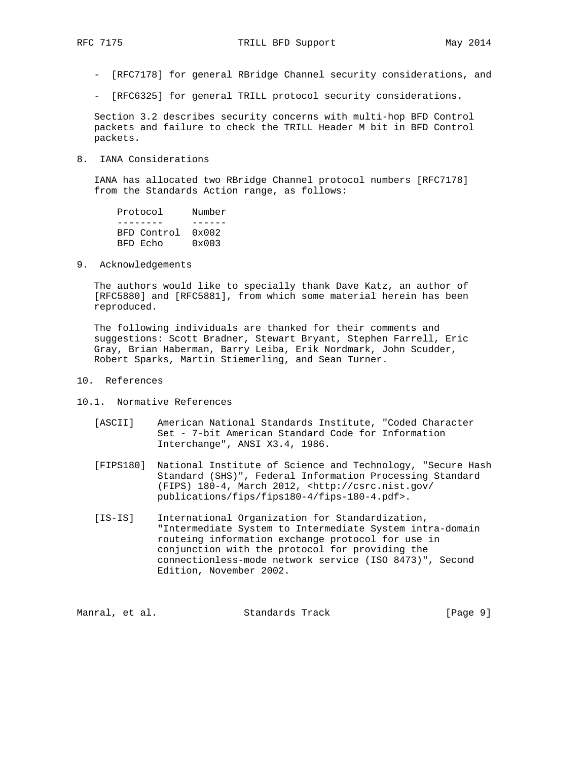- [RFC7178] for general RBridge Channel security considerations, and

- [RFC6325] for general TRILL protocol security considerations.

Section 3.2 describes security concerns with multi-hop BFD Control packets and failure to check the TRILL Header M bit in BFD Control packets.

## 8. IANA Considerations

IANA has allocated two RBridge Channel protocol numbers [RFC7178] from the Standards Action range, as follows:

| Protocol | Number |
|---|---|
| BFD Control | 0x002 |
| BFD Echo | 0x003 |

## 9. Acknowledgements

The authors would like to specially thank Dave Katz, an author of [RFC5880] and [RFC5881], from which some material herein has been reproduced.

The following individuals are thanked for their comments and suggestions: Scott Bradner, Stewart Bryant, Stephen Farrell, Eric Gray, Brian Haberman, Barry Leiba, Erik Nordmark, John Scudder, Robert Sparks, Martin Stiemerling, and Sean Turner.

## 10. References

### 10.1. Normative References

[ASCII] American National Standards Institute, "Coded Character Set - 7-bit American Standard Code for Information Interchange", ANSI X3.4, 1986.

[FIPS180] National Institute of Science and Technology, "Secure Hash Standard (SHS)", Federal Information Processing Standard (FIPS) 180-4, March 2012, <http://csrc.nist.gov/publications/fips/fips180-4/fips-180-4.pdf>.

[IS-IS] International Organization for Standardization, "Intermediate System to Intermediate System intra-domain routeing information exchange protocol for use in conjunction with the protocol for providing the connectionless-mode network service (ISO 8473)", Second Edition, November 2002.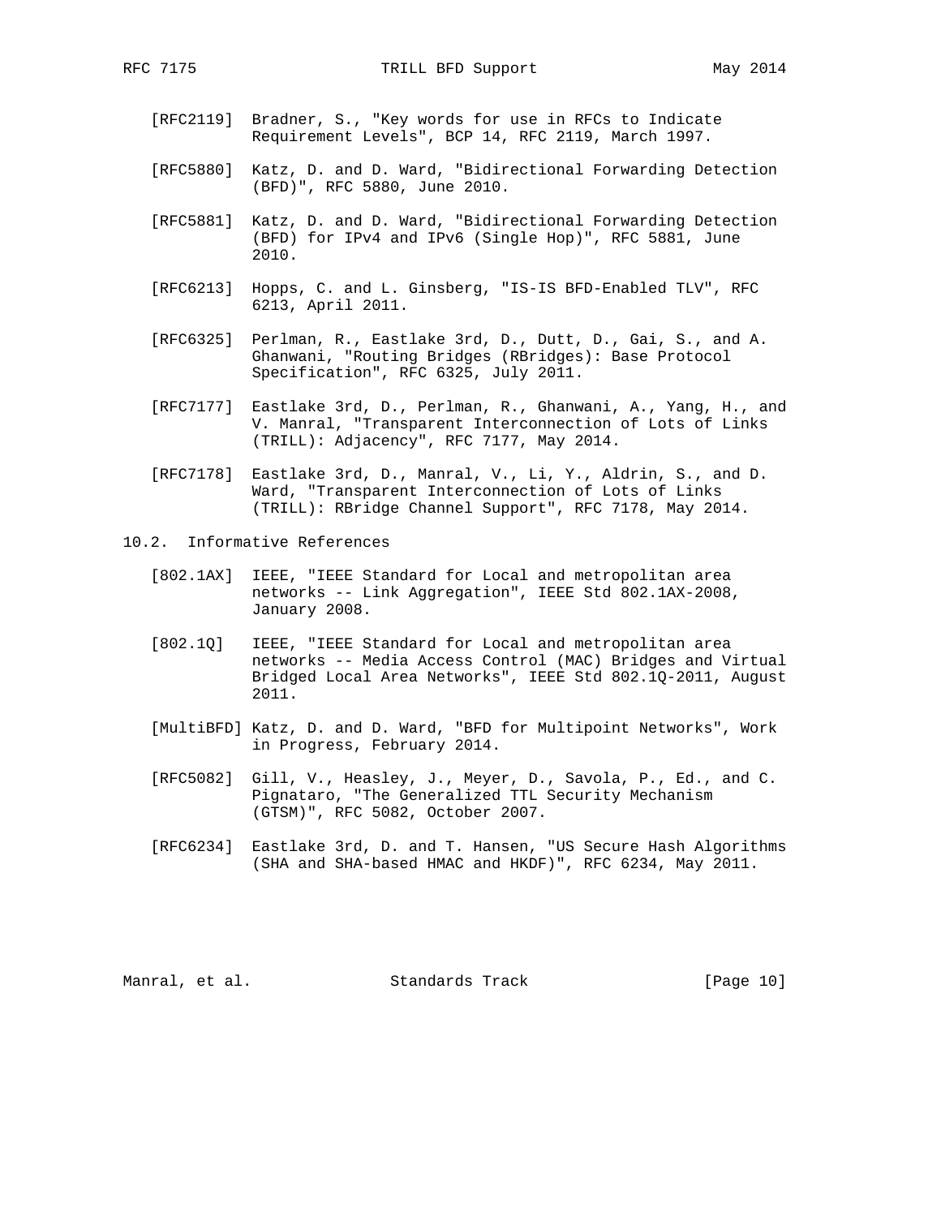[RFC2119] Bradner, S., "Key words for use in RFCs to Indicate Requirement Levels", BCP 14, RFC 2119, March 1997.

[RFC5880] Katz, D. and D. Ward, "Bidirectional Forwarding Detection (BFD)", RFC 5880, June 2010.

[RFC5881] Katz, D. and D. Ward, "Bidirectional Forwarding Detection (BFD) for IPv4 and IPv6 (Single Hop)", RFC 5881, June 2010.

[RFC6213] Hopps, C. and L. Ginsberg, "IS-IS BFD-Enabled TLV", RFC 6213, April 2011.

[RFC6325] Perlman, R., Eastlake 3rd, D., Dutt, D., Gai, S., and A. Ghanwani, "Routing Bridges (RBridges): Base Protocol Specification", RFC 6325, July 2011.

[RFC7177] Eastlake 3rd, D., Perlman, R., Ghanwani, A., Yang, H., and V. Manral, "Transparent Interconnection of Lots of Links (TRILL): Adjacency", RFC 7177, May 2014.

[RFC7178] Eastlake 3rd, D., Manral, V., Li, Y., Aldrin, S., and D. Ward, "Transparent Interconnection of Lots of Links (TRILL): RBridge Channel Support", RFC 7178, May 2014.

## 10.2. Informative References

[802.1AX] IEEE, "IEEE Standard for Local and metropolitan area networks -- Link Aggregation", IEEE Std 802.1AX-2008, January 2008.

[802.1Q] IEEE, "IEEE Standard for Local and metropolitan area networks -- Media Access Control (MAC) Bridges and Virtual Bridged Local Area Networks", IEEE Std 802.1Q-2011, August 2011.

[MultiBFD] Katz, D. and D. Ward, "BFD for Multipoint Networks", Work in Progress, February 2014.

[RFC5082] Gill, V., Heasley, J., Meyer, D., Savola, P., Ed., and C. Pignataro, "The Generalized TTL Security Mechanism (GTSM)", RFC 5082, October 2007.

[RFC6234] Eastlake 3rd, D. and T. Hansen, "US Secure Hash Algorithms (SHA and SHA-based HMAC and HKDF)", RFC 6234, May 2011.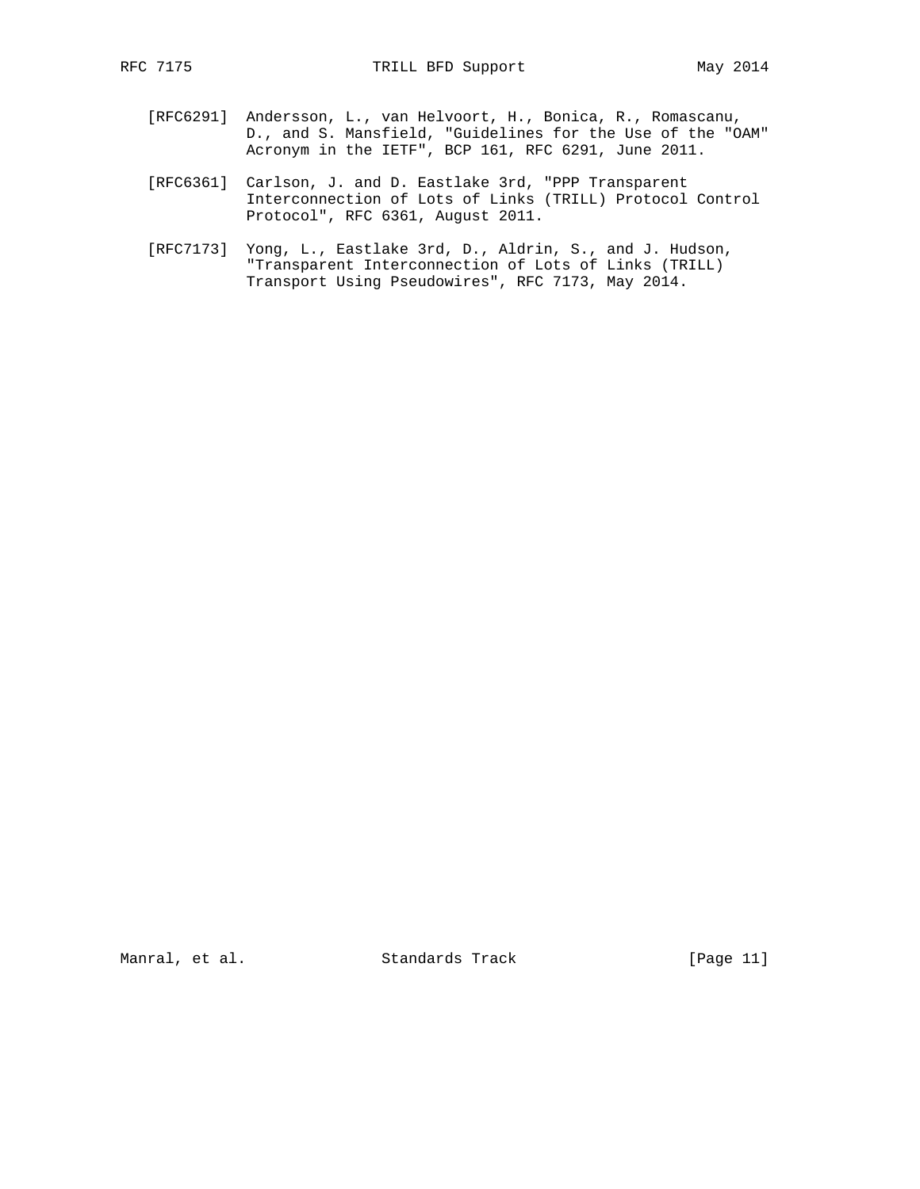[RFC6291] Andersson, L., van Helvoort, H., Bonica, R., Romascanu, D., and S. Mansfield, "Guidelines for the Use of the "OAM" Acronym in the IETF", BCP 161, RFC 6291, June 2011.

[RFC6361] Carlson, J. and D. Eastlake 3rd, "PPP Transparent Interconnection of Lots of Links (TRILL) Protocol Control Protocol", RFC 6361, August 2011.

[RFC7173] Yong, L., Eastlake 3rd, D., Aldrin, S., and J. Hudson, "Transparent Interconnection of Lots of Links (TRILL) Transport Using Pseudowires", RFC 7173, May 2014.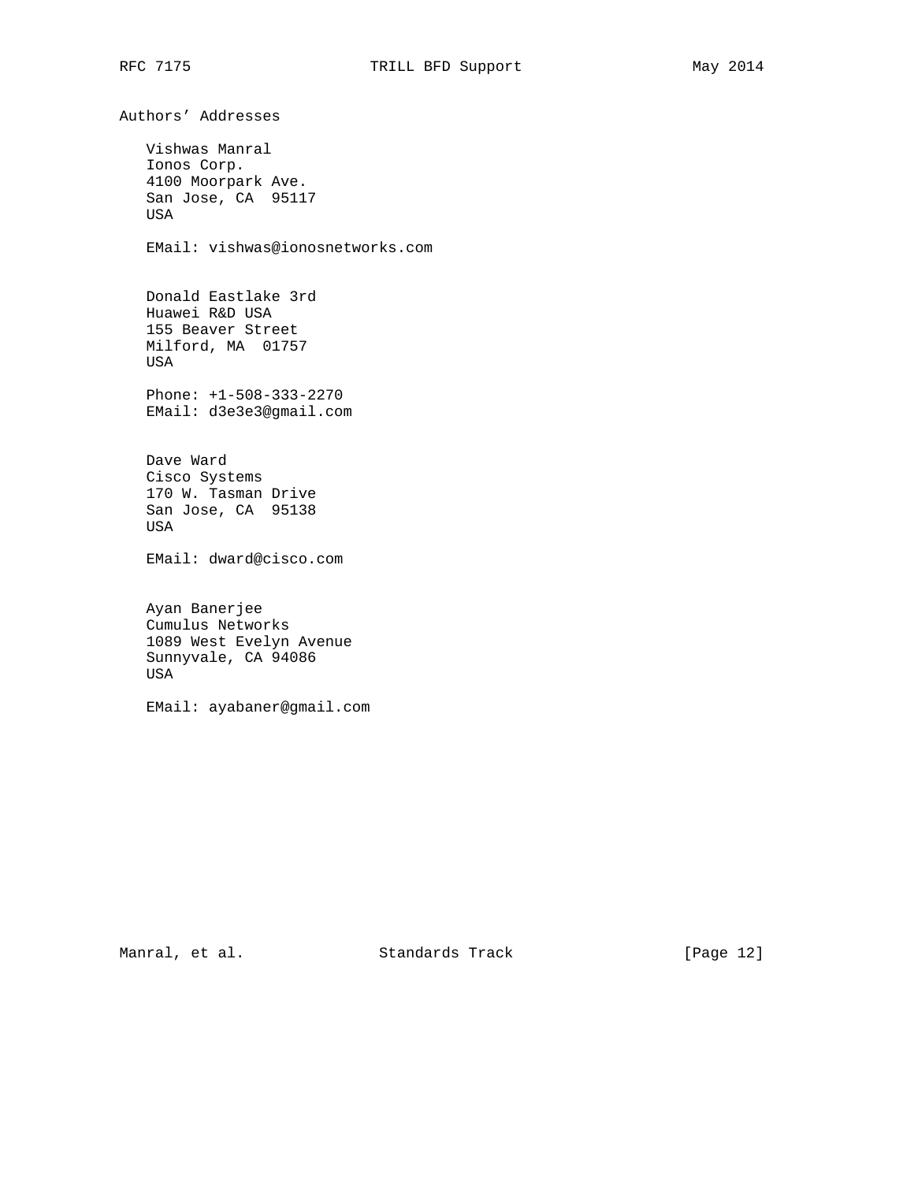## Authors' Addresses

Vishwas Manral
Ionos Corp.
4100 Moorpark Ave.
San Jose, CA  95117
USA

EMail: vishwas@ionosnetworks.com

Donald Eastlake 3rd
Huawei R&D USA
155 Beaver Street
Milford, MA  01757
USA

Phone: +1-508-333-2270
EMail: d3e3e3@gmail.com

Dave Ward
Cisco Systems
170 W. Tasman Drive
San Jose, CA  95138
USA

EMail: dward@cisco.com

Ayan Banerjee
Cumulus Networks
1089 West Evelyn Avenue
Sunnyvale, CA 94086
USA

EMail: ayabaner@gmail.com